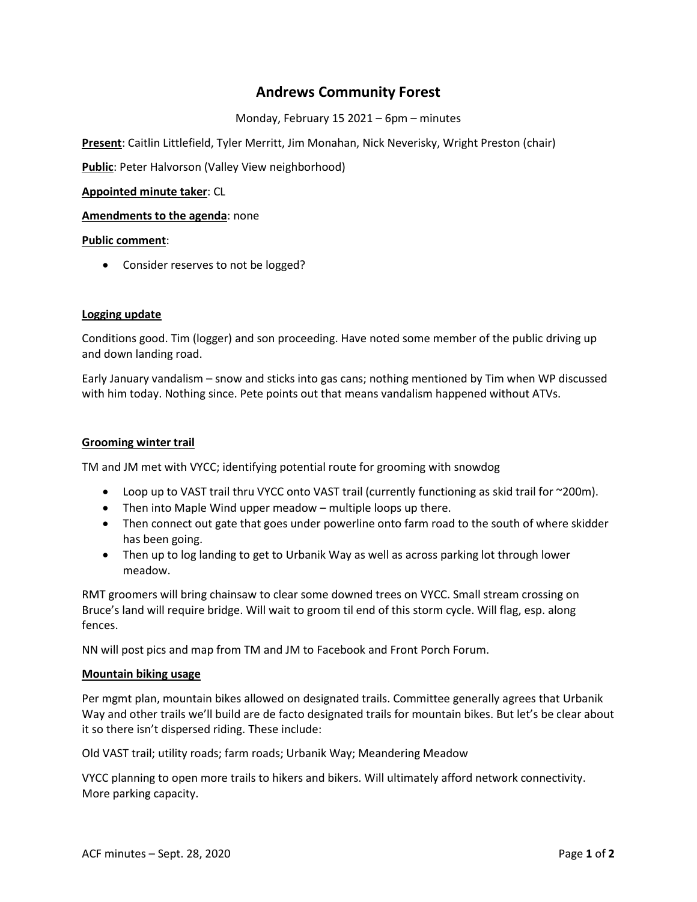# Andrews Community Forest

Monday, February 15 2021 – 6pm – minutes

**Present**: Caitlin Littlefield, Tyler Merritt, Jim Monahan, Nick Neverisky, Wright Preston (chair)

**Public**: Peter Halvorson (Valley View neighborhood)

**Appointed minute taker**: CL

**Amendments to the agenda**: none

**Public comment**:

- Consider reserves to not be logged?

**Logging update**

Conditions good. Tim (logger) and son proceeding. Have noted some member of the public driving up and down landing road.

Early January vandalism – snow and sticks into gas cans; nothing mentioned by Tim when WP discussed with him today. Nothing since. Pete points out that means vandalism happened without ATVs.

**Grooming winter trail**

TM and JM met with VYCC; identifying potential route for grooming with snowdog

- Loop up to VAST trail thru VYCC onto VAST trail (currently functioning as skid trail for ~200m).
- Then into Maple Wind upper meadow – multiple loops up there.
- Then connect out gate that goes under powerline onto farm road to the south of where skidder has been going.
- Then up to log landing to get to Urbanik Way as well as across parking lot through lower meadow.

RMT groomers will bring chainsaw to clear some downed trees on VYCC. Small stream crossing on Bruce's land will require bridge. Will wait to groom til end of this storm cycle. Will flag, esp. along fences.

NN will post pics and map from TM and JM to Facebook and Front Porch Forum.

**Mountain biking usage**

Per mgmt plan, mountain bikes allowed on designated trails. Committee generally agrees that Urbanik Way and other trails we'll build are de facto designated trails for mountain bikes. But let's be clear about it so there isn't dispersed riding. These include:

Old VAST trail; utility roads; farm roads; Urbanik Way; Meandering Meadow

VYCC planning to open more trails to hikers and bikers. Will ultimately afford network connectivity. More parking capacity.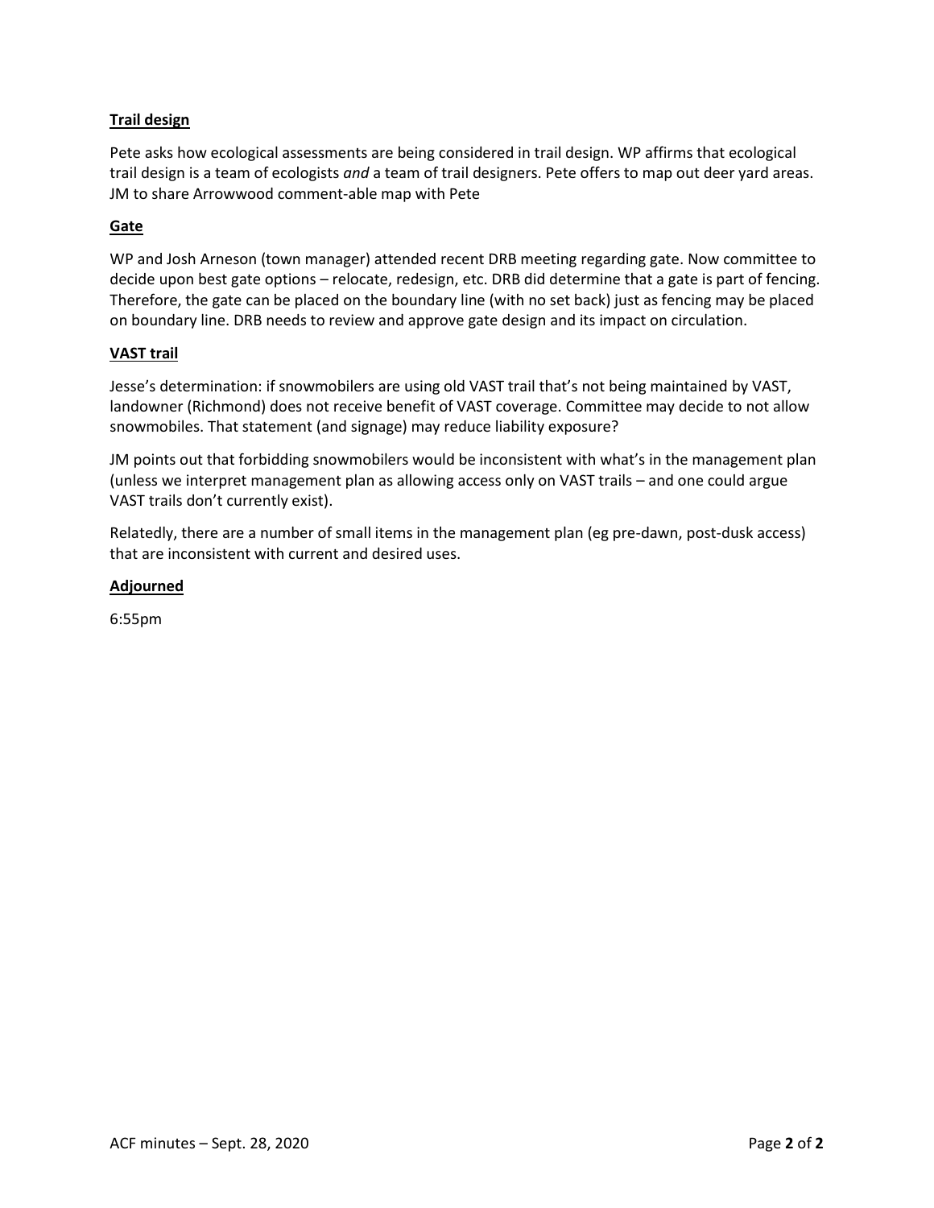**Trail design**

Pete asks how ecological assessments are being considered in trail design. WP affirms that ecological trail design is a team of ecologists *and* a team of trail designers. Pete offers to map out deer yard areas. JM to share Arrowwood comment-able map with Pete

**Gate**

WP and Josh Arneson (town manager) attended recent DRB meeting regarding gate. Now committee to decide upon best gate options – relocate, redesign, etc. DRB did determine that a gate is part of fencing. Therefore, the gate can be placed on the boundary line (with no set back) just as fencing may be placed on boundary line. DRB needs to review and approve gate design and its impact on circulation.

**VAST trail**

Jesse's determination: if snowmobilers are using old VAST trail that's not being maintained by VAST, landowner (Richmond) does not receive benefit of VAST coverage. Committee may decide to not allow snowmobiles. That statement (and signage) may reduce liability exposure?

JM points out that forbidding snowmobilers would be inconsistent with what's in the management plan (unless we interpret management plan as allowing access only on VAST trails – and one could argue VAST trails don't currently exist).

Relatedly, there are a number of small items in the management plan (eg pre-dawn, post-dusk access) that are inconsistent with current and desired uses.

**Adjourned**

6:55pm